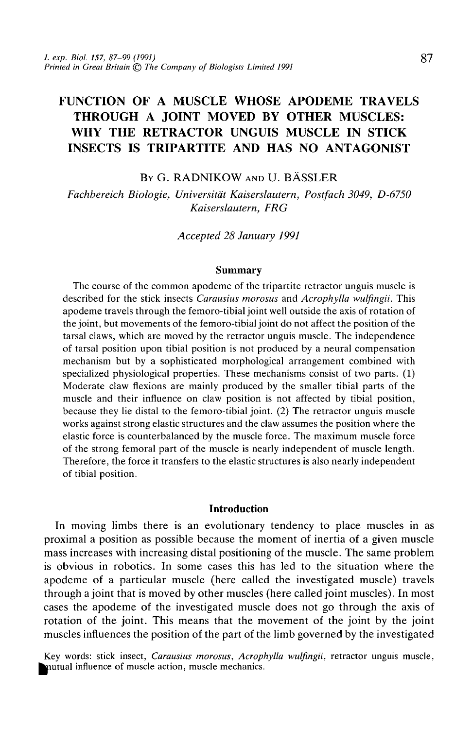# FUNCTION OF A MUSCLE WHOSE APODEME TRAVELS THROUGH A JOINT MOVED BY OTHER MUSCLES: WHY THE RETRACTOR UNGUIS MUSCLE IN STICK INSECTS IS TRIPARTITE AND HAS NO ANTAGONIST

By G. RADNIKOW AND U. BÄSSLER

*Fachbereich Biologie, Universität Kaiserslautern, Postfach 3049, D-6750 Kaiserslautern, FRG*

*Accepted 28 January 1991*

## Summary

The course of the common apodeme of the tripartite retractor unguis muscle is described for the stick insects *Carausius morosus* and *Acrophylla wulfingii*. This apodeme travels through the femoro-tibial joint well outside the axis of rotation of the joint, but movements of the femoro-tibial joint do not affect the position of the tarsal claws, which are moved by the retractor unguis muscle. The independence of tarsal position upon tibial position is not produced by a neural compensation mechanism but by a sophisticated morphological arrangement combined with specialized physiological properties. These mechanisms consist of two parts. (1) Moderate claw flexions are mainly produced by the smaller tibial parts of the muscle and their influence on claw position is not affected by tibial position, because they lie distal to the femoro-tibial joint. (2) The retractor unguis muscle works against strong elastic structures and the claw assumes the position where the elastic force is counterbalanced by the muscle force. The maximum muscle force of the strong femoral part of the muscle is nearly independent of muscle length. Therefore, the force it transfers to the elastic structures is also nearly independent of tibial position.

## Introduction

In moving limbs there is an evolutionary tendency to place muscles in as proximal a position as possible because the moment of inertia of a given muscle mass increases with increasing distal positioning of the muscle. The same problem is obvious in robotics. In some cases this has led to the situation where the apodeme of a particular muscle (here called the investigated muscle) travels through a joint that is moved by other muscles (here called joint muscles). In most cases the apodeme of the investigated muscle does not go through the axis of rotation of the joint. This means that the movement of the joint by the joint muscles influences the position of the part of the limb governed by the investigated

Key words: stick insect, *Carausius morosus*, *Acrophylla wulfingii*, retractor unguis muscle, mutual influence of muscle action, muscle mechanics.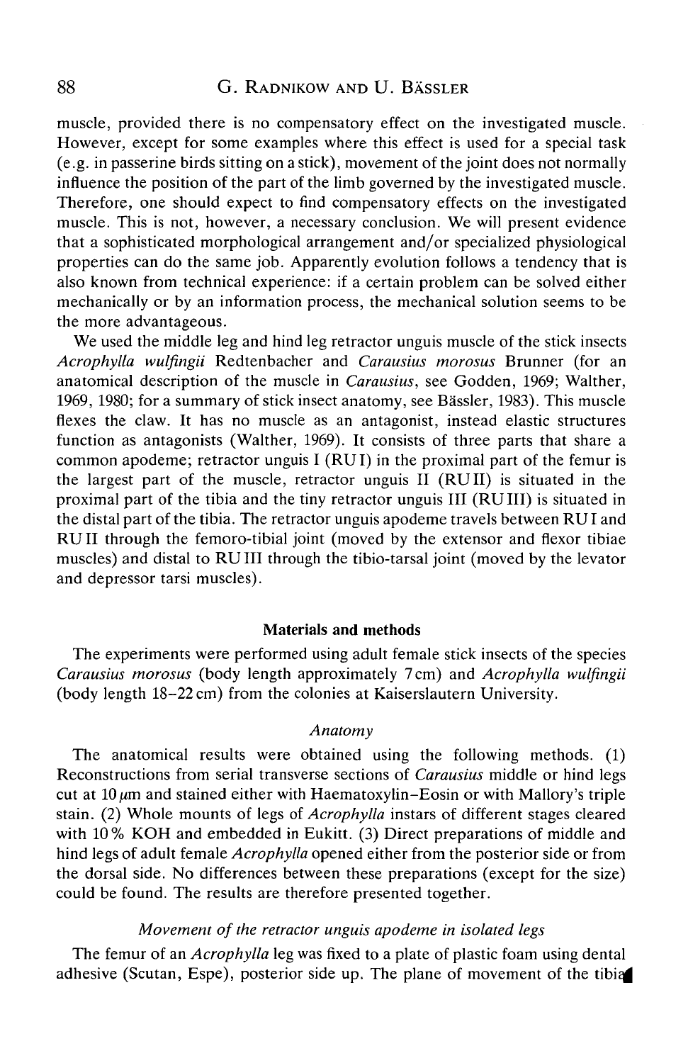muscle, provided there is no compensatory effect on the investigated muscle. However, except for some examples where this effect is used for a special task (e.g. in passerine birds sitting on a stick), movement of the joint does not normally influence the position of the part of the limb governed by the investigated muscle. Therefore, one should expect to find compensatory effects on the investigated muscle. This is not, however, a necessary conclusion. We will present evidence that a sophisticated morphological arrangement and/or specialized physiological properties can do the same job. Apparently evolution follows a tendency that is also known from technical experience: if a certain problem can be solved either mechanically or by an information process, the mechanical solution seems to be the more advantageous.

We used the middle leg and hind leg retractor unguis muscle of the stick insects *Acrophylla wulfingii* Redtenbacher and *Carausius morosus* Brunner (for an anatomical description of the muscle in *Carausius*, see Godden, 1969; Walther, 1969, 1980; for a summary of stick insect anatomy, see Bässler, 1983). This muscle flexes the claw. It has no muscle as an antagonist, instead elastic structures function as antagonists (Walther, 1969). It consists of three parts that share a common apodeme; retractor unguis I (RU I) in the proximal part of the femur is the largest part of the muscle, retractor unguis II (RU II) is situated in the proximal part of the tibia and the tiny retractor unguis III (RU III) is situated in the distal part of the tibia. The retractor unguis apodeme travels between RU I and RU II through the femoro-tibial joint (moved by the extensor and flexor tibiae muscles) and distal to RU III through the tibio-tarsal joint (moved by the levator and depressor tarsi muscles).

## Materials and methods

The experiments were performed using adult female stick insects of the species *Carausius morosus* (body length approximately 7 cm) and *Acrophylla wulfingii* (body length 18–22 cm) from the colonies at Kaiserslautern University.

### *Anatomy*

The anatomical results were obtained using the following methods. (1) Reconstructions from serial transverse sections of *Carausius* middle or hind legs cut at 10 $\mu$m and stained either with Haematoxylin–Eosin or with Mallory's triple stain. (2) Whole mounts of legs of *Acrophylla* instars of different stages cleared with 10 % KOH and embedded in Eukitt. (3) Direct preparations of middle and hind legs of adult female *Acrophylla* opened either from the posterior side or from the dorsal side. No differences between these preparations (except for the size) could be found. The results are therefore presented together.

### *Movement of the retractor unguis apodeme in isolated legs*

The femur of an *Acrophylla* leg was fixed to a plate of plastic foam using dental adhesive (Scutan, Espe), posterior side up. The plane of movement of the tibia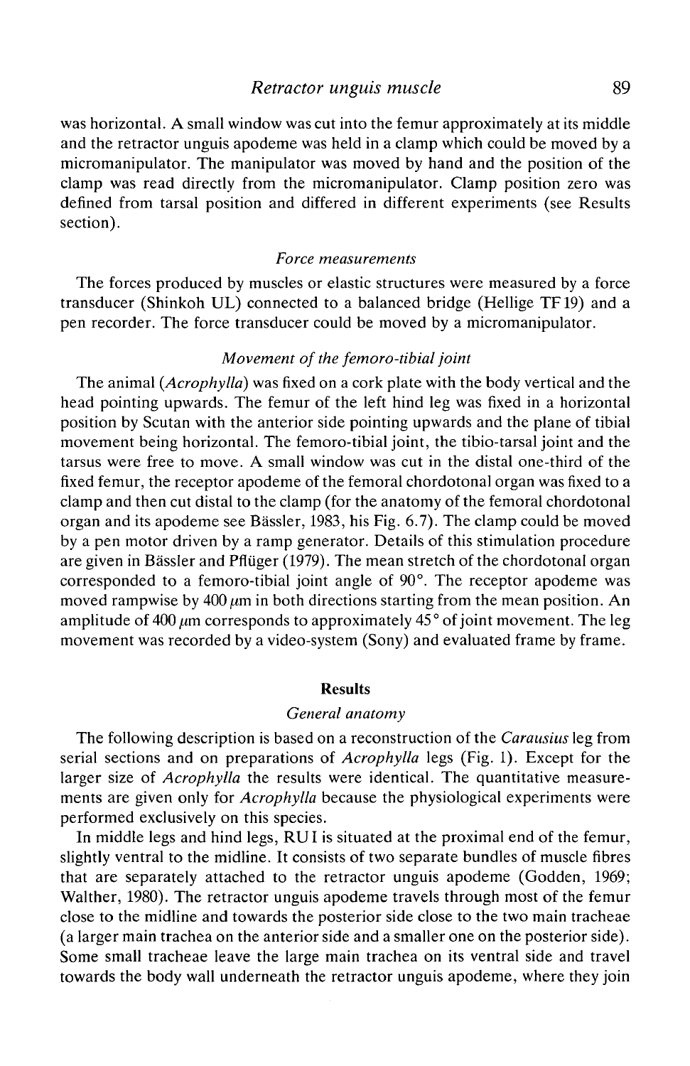was horizontal. A small window was cut into the femur approximately at its middle and the retractor unguis apodeme was held in a clamp which could be moved by a micromanipulator. The manipulator was moved by hand and the position of the clamp was read directly from the micromanipulator. Clamp position zero was defined from tarsal position and differed in different experiments (see Results section).

### *Force measurements*

The forces produced by muscles or elastic structures were measured by a force transducer (Shinkoh UL) connected to a balanced bridge (Hellige TF 19) and a pen recorder. The force transducer could be moved by a micromanipulator.

### *Movement of the femoro-tibial joint*

The animal (*Acrophylla*) was fixed on a cork plate with the body vertical and the head pointing upwards. The femur of the left hind leg was fixed in a horizontal position by Scutan with the anterior side pointing upwards and the plane of tibial movement being horizontal. The femoro-tibial joint, the tibio-tarsal joint and the tarsus were free to move. A small window was cut in the distal one-third of the fixed femur, the receptor apodeme of the femoral chordotonal organ was fixed to a clamp and then cut distal to the clamp (for the anatomy of the femoral chordotonal organ and its apodeme see Bässler, 1983, his Fig. 6.7). The clamp could be moved by a pen motor driven by a ramp generator. Details of this stimulation procedure are given in Bässler and Pflüger (1979). The mean stretch of the chordotonal organ corresponded to a femoro-tibial joint angle of 90°. The receptor apodeme was moved rampwise by 400 μm in both directions starting from the mean position. An amplitude of 400 μm corresponds to approximately 45° of joint movement. The leg movement was recorded by a video-system (Sony) and evaluated frame by frame.

## Results

### *General anatomy*

The following description is based on a reconstruction of the *Carausius* leg from serial sections and on preparations of *Acrophylla* legs (Fig. 1). Except for the larger size of *Acrophylla* the results were identical. The quantitative measurements are given only for *Acrophylla* because the physiological experiments were performed exclusively on this species.

In middle legs and hind legs, RU I is situated at the proximal end of the femur, slightly ventral to the midline. It consists of two separate bundles of muscle fibres that are separately attached to the retractor unguis apodeme (Godden, 1969; Walther, 1980). The retractor unguis apodeme travels through most of the femur close to the midline and towards the posterior side close to the two main tracheae (a larger main trachea on the anterior side and a smaller one on the posterior side). Some small tracheae leave the large main trachea on its ventral side and travel towards the body wall underneath the retractor unguis apodeme, where they join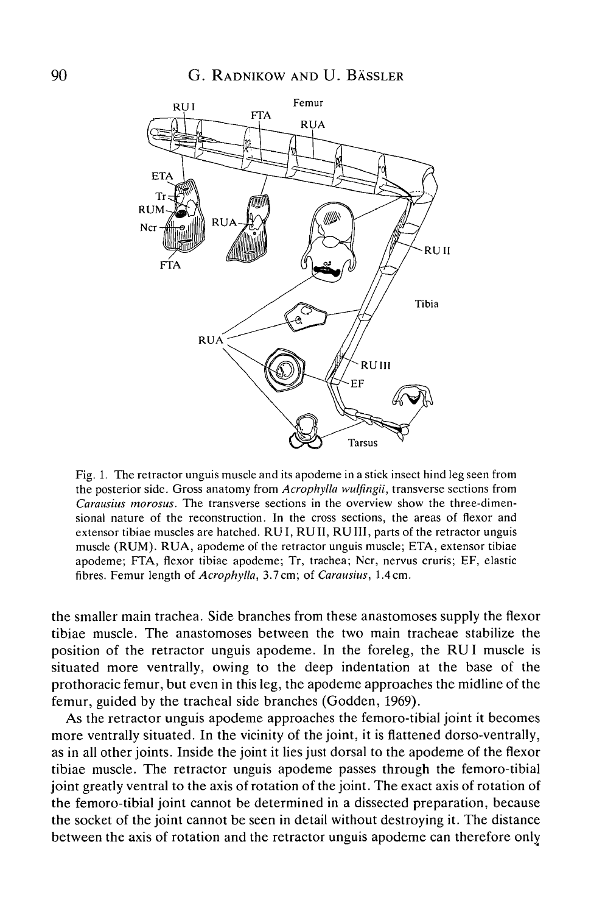Fig. 1. The retractor unguis muscle and its apodeme in a stick insect hind leg seen from the posterior side. Gross anatomy from *Acrophylla wulfingii*, transverse sections from *Carausius morosus*. The transverse sections in the overview show the three-dimensional nature of the reconstruction. In the cross sections, the areas of flexor and extensor tibiae muscles are hatched. RU I, RU II, RU III, parts of the retractor unguis muscle (RUM). RUA, apodeme of the retractor unguis muscle; ETA, extensor tibiae apodeme; FTA, flexor tibiae apodeme; Tr, trachea; Ncr, nervus cruris; EF, elastic fibres. Femur length of *Acrophylla*, 3.7 cm; of *Carausius*, 1.4 cm.

the smaller main trachea. Side branches from these anastomoses supply the flexor tibiae muscle. The anastomoses between the two main tracheae stabilize the position of the retractor unguis apodeme. In the foreleg, the RU I muscle is situated more ventrally, owing to the deep indentation at the base of the prothoracic femur, but even in this leg, the apodeme approaches the midline of the femur, guided by the tracheal side branches (Godden, 1969).

As the retractor unguis apodeme approaches the femoro-tibial joint it becomes more ventrally situated. In the vicinity of the joint, it is flattened dorso-ventrally, as in all other joints. Inside the joint it lies just dorsal to the apodeme of the flexor tibiae muscle. The retractor unguis apodeme passes through the femoro-tibial joint greatly ventral to the axis of rotation of the joint. The exact axis of rotation of the femoro-tibial joint cannot be determined in a dissected preparation, because the socket of the joint cannot be seen in detail without destroying it. The distance between the axis of rotation and the retractor unguis apodeme can therefore only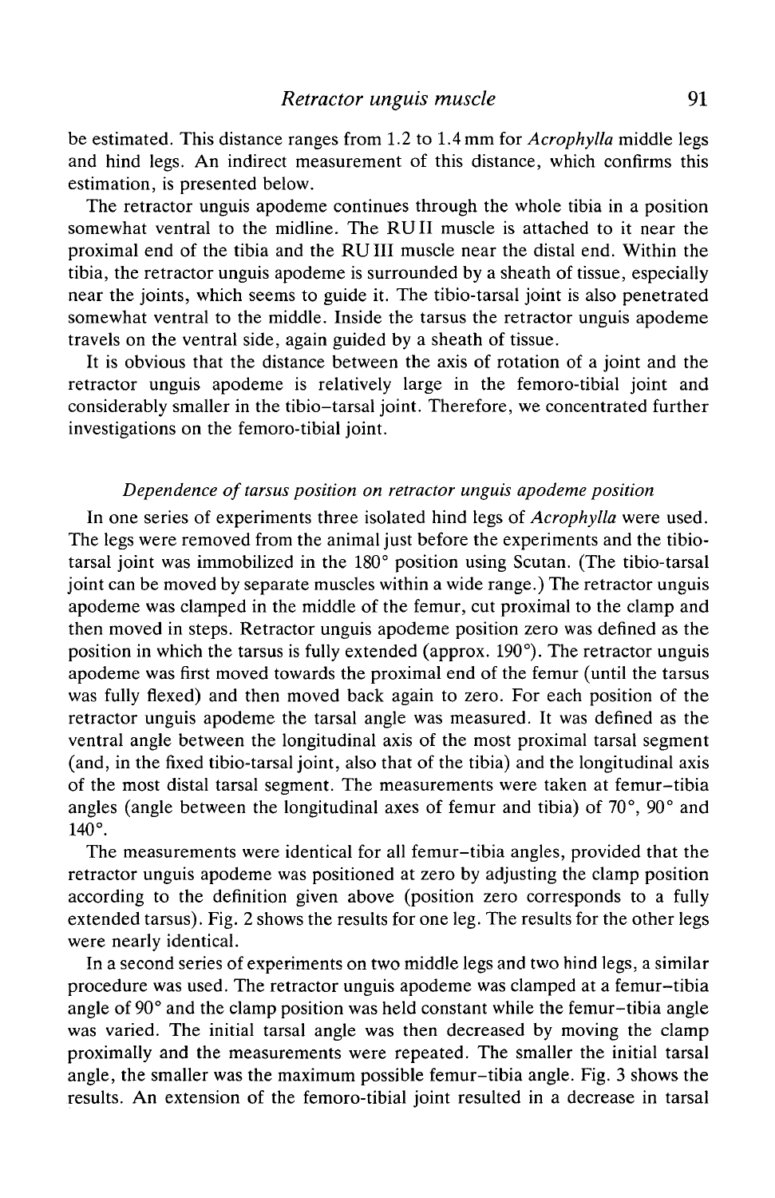be estimated. This distance ranges from 1.2 to 1.4 mm for *Acrophylla* middle legs and hind legs. An indirect measurement of this distance, which confirms this estimation, is presented below.

The retractor unguis apodeme continues through the whole tibia in a position somewhat ventral to the midline. The RU II muscle is attached to it near the proximal end of the tibia and the RU III muscle near the distal end. Within the tibia, the retractor unguis apodeme is surrounded by a sheath of tissue, especially near the joints, which seems to guide it. The tibio-tarsal joint is also penetrated somewhat ventral to the middle. Inside the tarsus the retractor unguis apodeme travels on the ventral side, again guided by a sheath of tissue.

It is obvious that the distance between the axis of rotation of a joint and the retractor unguis apodeme is relatively large in the femoro-tibial joint and considerably smaller in the tibio-tarsal joint. Therefore, we concentrated further investigations on the femoro-tibial joint.

### *Dependence of tarsus position on retractor unguis apodeme position*

In one series of experiments three isolated hind legs of *Acrophylla* were used. The legs were removed from the animal just before the experiments and the tibio-tarsal joint was immobilized in the 180° position using Scutan. (The tibio-tarsal joint can be moved by separate muscles within a wide range.) The retractor unguis apodeme was clamped in the middle of the femur, cut proximal to the clamp and then moved in steps. Retractor unguis apodeme position zero was defined as the position in which the tarsus is fully extended (approx. 190°). The retractor unguis apodeme was first moved towards the proximal end of the femur (until the tarsus was fully flexed) and then moved back again to zero. For each position of the retractor unguis apodeme the tarsal angle was measured. It was defined as the ventral angle between the longitudinal axis of the most proximal tarsal segment (and, in the fixed tibio-tarsal joint, also that of the tibia) and the longitudinal axis of the most distal tarsal segment. The measurements were taken at femur–tibia angles (angle between the longitudinal axes of femur and tibia) of 70°, 90° and 140°.

The measurements were identical for all femur–tibia angles, provided that the retractor unguis apodeme was positioned at zero by adjusting the clamp position according to the definition given above (position zero corresponds to a fully extended tarsus). Fig. 2 shows the results for one leg. The results for the other legs were nearly identical.

In a second series of experiments on two middle legs and two hind legs, a similar procedure was used. The retractor unguis apodeme was clamped at a femur–tibia angle of 90° and the clamp position was held constant while the femur–tibia angle was varied. The initial tarsal angle was then decreased by moving the clamp proximally and the measurements were repeated. The smaller the initial tarsal angle, the smaller was the maximum possible femur–tibia angle. Fig. 3 shows the results. An extension of the femoro-tibial joint resulted in a decrease in tarsal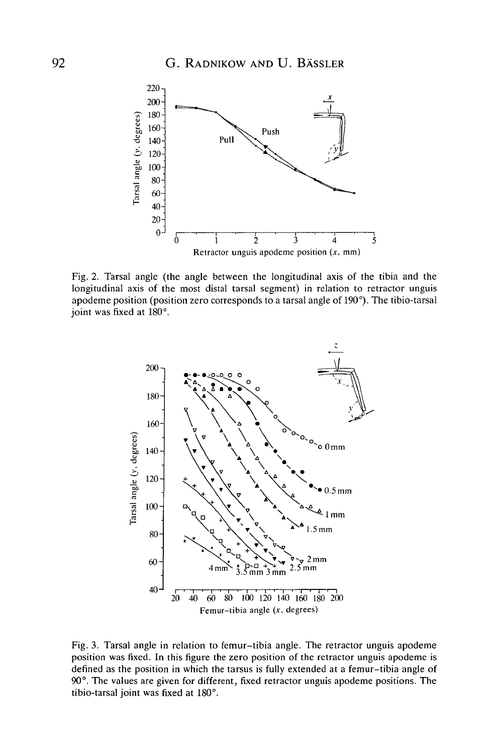Fig. 2. Tarsal angle (the angle between the longitudinal axis of the tibia and the longitudinal axis of the most distal tarsal segment) in relation to retractor unguis apodeme position (position zero corresponds to a tarsal angle of 190°). The tibio-tarsal joint was fixed at 180°.

Fig. 3. Tarsal angle in relation to femur–tibia angle. The retractor unguis apodeme position was fixed. In this figure the zero position of the retractor unguis apodeme is defined as the position in which the tarsus is fully extended at a femur–tibia angle of 90°. The values are given for different, fixed retractor unguis apodeme positions. The tibio-tarsal joint was fixed at 180°.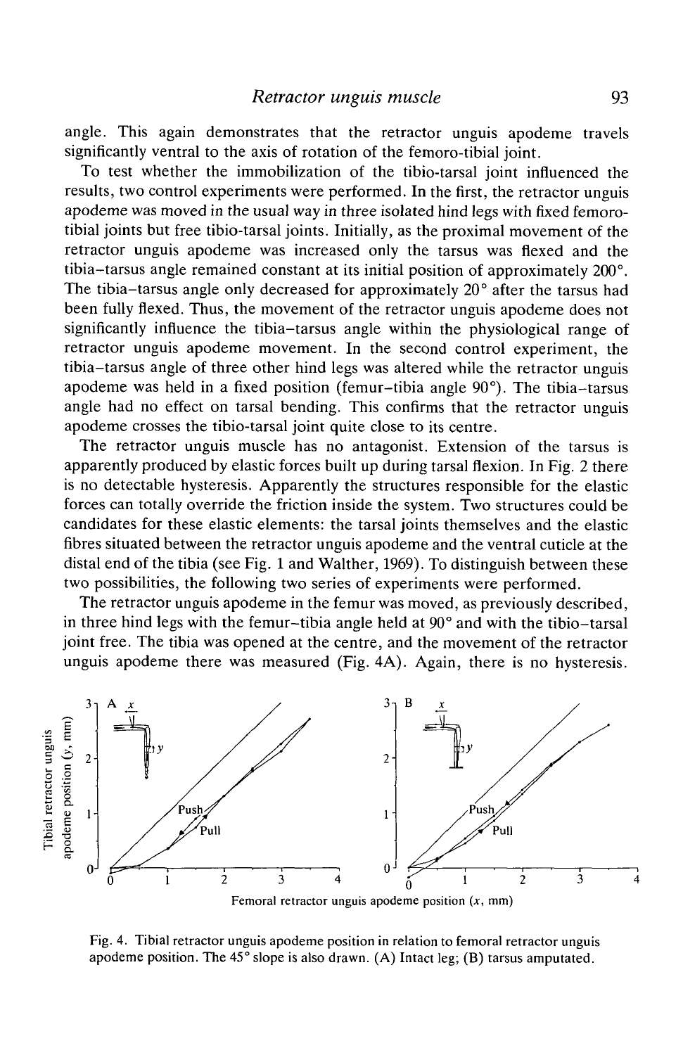angle. This again demonstrates that the retractor unguis apodeme travels significantly ventral to the axis of rotation of the femoro-tibial joint.

To test whether the immobilization of the tibio-tarsal joint influenced the results, two control experiments were performed. In the first, the retractor unguis apodeme was moved in the usual way in three isolated hind legs with fixed femoro-tibial joints but free tibio-tarsal joints. Initially, as the proximal movement of the retractor unguis apodeme was increased only the tarsus was flexed and the tibia–tarsus angle remained constant at its initial position of approximately 200°. The tibia–tarsus angle only decreased for approximately 20° after the tarsus had been fully flexed. Thus, the movement of the retractor unguis apodeme does not significantly influence the tibia–tarsus angle within the physiological range of retractor unguis apodeme movement. In the second control experiment, the tibia–tarsus angle of three other hind legs was altered while the retractor unguis apodeme was held in a fixed position (femur–tibia angle 90°). The tibia–tarsus angle had no effect on tarsal bending. This confirms that the retractor unguis apodeme crosses the tibio-tarsal joint quite close to its centre.

The retractor unguis muscle has no antagonist. Extension of the tarsus is apparently produced by elastic forces built up during tarsal flexion. In Fig. 2 there is no detectable hysteresis. Apparently the structures responsible for the elastic forces can totally override the friction inside the system. Two structures could be candidates for these elastic elements: the tarsal joints themselves and the elastic fibres situated between the retractor unguis apodeme and the ventral cuticle at the distal end of the tibia (see Fig. 1 and Walther, 1969). To distinguish between these two possibilities, the following two series of experiments were performed.

The retractor unguis apodeme in the femur was moved, as previously described, in three hind legs with the femur–tibia angle held at 90° and with the tibio–tarsal joint free. The tibia was opened at the centre, and the movement of the retractor unguis apodeme there was measured (Fig. 4A). Again, there is no hysteresis.

Fig. 4. Tibial retractor unguis apodeme position in relation to femoral retractor unguis apodeme position. The 45° slope is also drawn. (A) Intact leg; (B) tarsus amputated.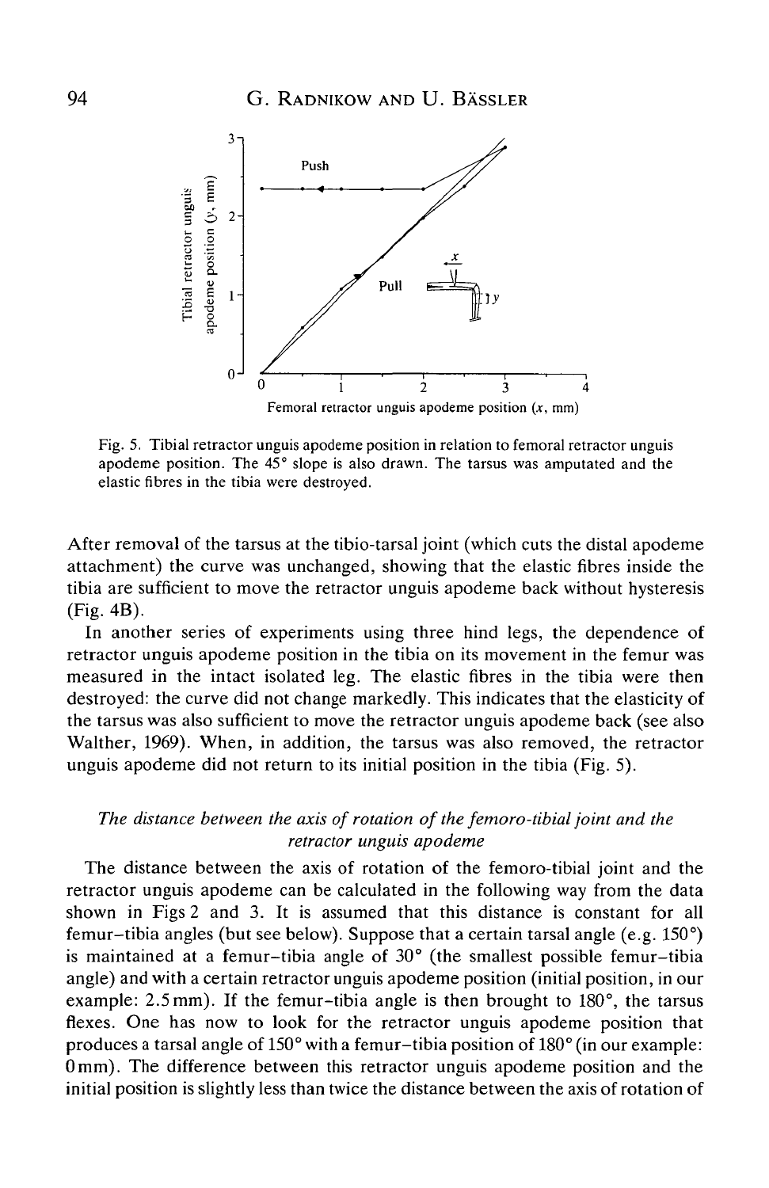Fig. 5. Tibial retractor unguis apodeme position in relation to femoral retractor unguis apodeme position. The 45° slope is also drawn. The tarsus was amputated and the elastic fibres in the tibia were destroyed.

After removal of the tarsus at the tibio-tarsal joint (which cuts the distal apodeme attachment) the curve was unchanged, showing that the elastic fibres inside the tibia are sufficient to move the retractor unguis apodeme back without hysteresis (Fig. 4B).

In another series of experiments using three hind legs, the dependence of retractor unguis apodeme position in the tibia on its movement in the femur was measured in the intact isolated leg. The elastic fibres in the tibia were then destroyed: the curve did not change markedly. This indicates that the elasticity of the tarsus was also sufficient to move the retractor unguis apodeme back (see also Walther, 1969). When, in addition, the tarsus was also removed, the retractor unguis apodeme did not return to its initial position in the tibia (Fig. 5).

### *The distance between the axis of rotation of the femoro-tibial joint and the retractor unguis apodeme*

The distance between the axis of rotation of the femoro-tibial joint and the retractor unguis apodeme can be calculated in the following way from the data shown in Figs 2 and 3. It is assumed that this distance is constant for all femur–tibia angles (but see below). Suppose that a certain tarsal angle (e.g. 150°) is maintained at a femur–tibia angle of 30° (the smallest possible femur–tibia angle) and with a certain retractor unguis apodeme position (initial position, in our example: 2.5 mm). If the femur–tibia angle is then brought to 180°, the tarsus flexes. One has now to look for the retractor unguis apodeme position that produces a tarsal angle of 150° with a femur–tibia position of 180° (in our example: 0 mm). The difference between this retractor unguis apodeme position and the initial position is slightly less than twice the distance between the axis of rotation of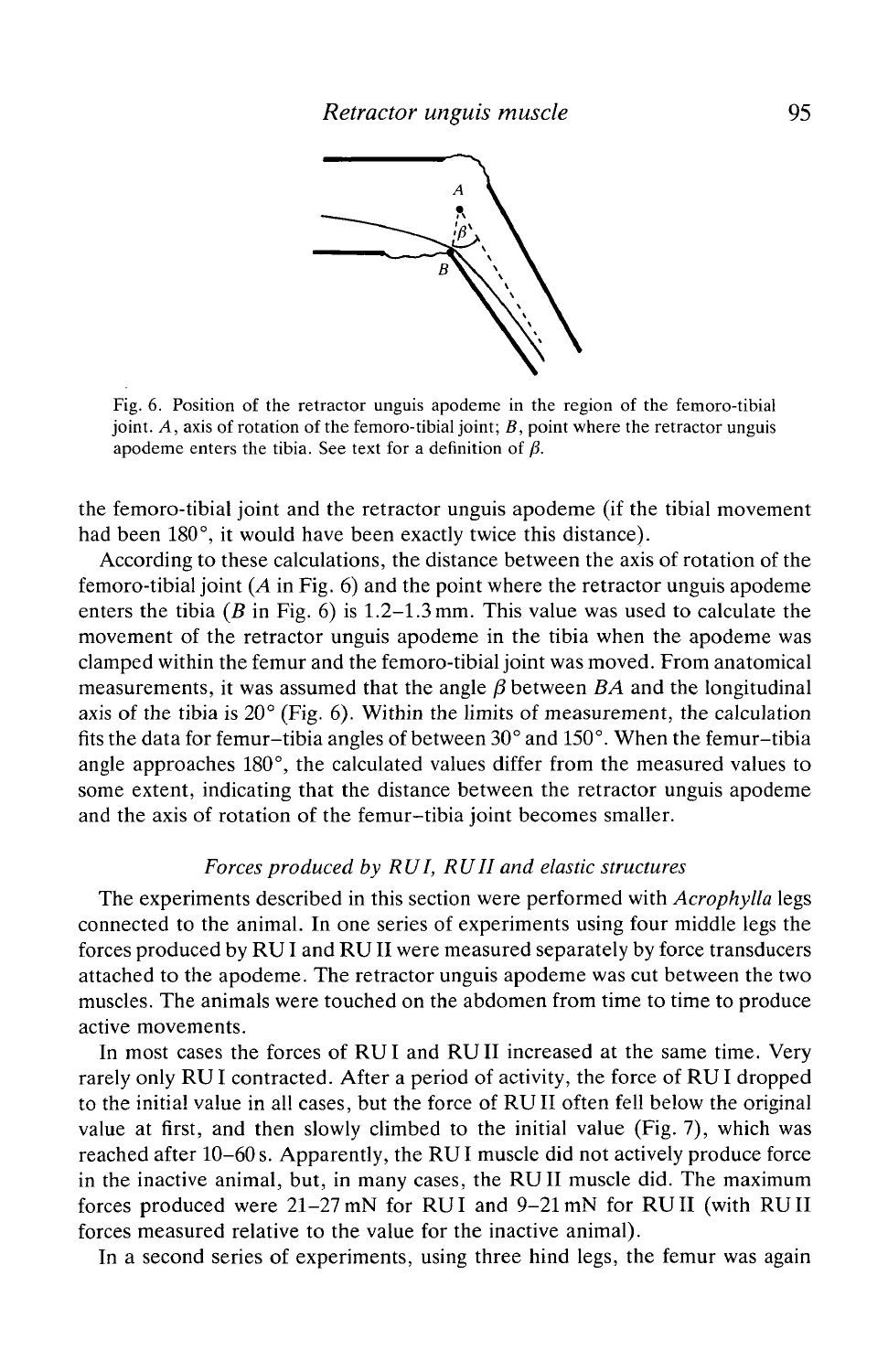Fig. 6. Position of the retractor unguis apodeme in the region of the femoro-tibial joint. $A$, axis of rotation of the femoro-tibial joint; $B$, point where the retractor unguis apodeme enters the tibia. See text for a definition of $\beta$.

the femoro-tibial joint and the retractor unguis apodeme (if the tibial movement had been 180°, it would have been exactly twice this distance).

According to these calculations, the distance between the axis of rotation of the femoro-tibial joint ($A$ in Fig. 6) and the point where the retractor unguis apodeme enters the tibia ($B$ in Fig. 6) is 1.2–1.3 mm. This value was used to calculate the movement of the retractor unguis apodeme in the tibia when the apodeme was clamped within the femur and the femoro-tibial joint was moved. From anatomical measurements, it was assumed that the angle $\beta$ between $BA$ and the longitudinal axis of the tibia is 20° (Fig. 6). Within the limits of measurement, the calculation fits the data for femur–tibia angles of between 30° and 150°. When the femur–tibia angle approaches 180°, the calculated values differ from the measured values to some extent, indicating that the distance between the retractor unguis apodeme and the axis of rotation of the femur–tibia joint becomes smaller.

### *Forces produced by RU I, RU II and elastic structures*

The experiments described in this section were performed with *Acrophylla* legs connected to the animal. In one series of experiments using four middle legs the forces produced by RU I and RU II were measured separately by force transducers attached to the apodeme. The retractor unguis apodeme was cut between the two muscles. The animals were touched on the abdomen from time to time to produce active movements.

In most cases the forces of RU I and RU II increased at the same time. Very rarely only RU I contracted. After a period of activity, the force of RU I dropped to the initial value in all cases, but the force of RU II often fell below the original value at first, and then slowly climbed to the initial value (Fig. 7), which was reached after 10–60 s. Apparently, the RU I muscle did not actively produce force in the inactive animal, but, in many cases, the RU II muscle did. The maximum forces produced were 21–27 mN for RU I and 9–21 mN for RU II (with RU II forces measured relative to the value for the inactive animal).

In a second series of experiments, using three hind legs, the femur was again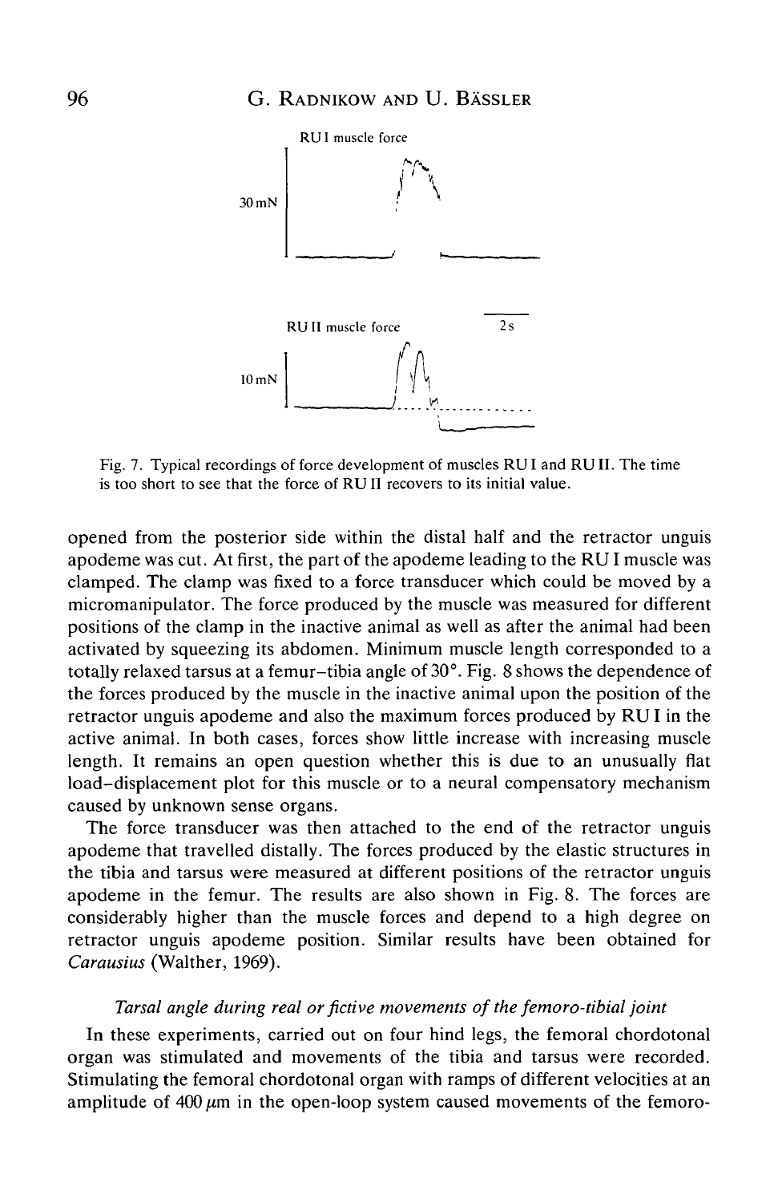Fig. 7. Typical recordings of force development of muscles RU I and RU II. The time is too short to see that the force of RU II recovers to its initial value.

opened from the posterior side within the distal half and the retractor unguis apodeme was cut. At first, the part of the apodeme leading to the RU I muscle was clamped. The clamp was fixed to a force transducer which could be moved by a micromanipulator. The force produced by the muscle was measured for different positions of the clamp in the inactive animal as well as after the animal had been activated by squeezing its abdomen. Minimum muscle length corresponded to a totally relaxed tarsus at a femur–tibia angle of 30°. Fig. 8 shows the dependence of the forces produced by the muscle in the inactive animal upon the position of the retractor unguis apodeme and also the maximum forces produced by RU I in the active animal. In both cases, forces show little increase with increasing muscle length. It remains an open question whether this is due to an unusually flat load–displacement plot for this muscle or to a neural compensatory mechanism caused by unknown sense organs.

The force transducer was then attached to the end of the retractor unguis apodeme that travelled distally. The forces produced by the elastic structures in the tibia and tarsus were measured at different positions of the retractor unguis apodeme in the femur. The results are also shown in Fig. 8. The forces are considerably higher than the muscle forces and depend to a high degree on retractor unguis apodeme position. Similar results have been obtained for *Carausius* (Walther, 1969).

### *Tarsal angle during real or fictive movements of the femoro-tibial joint*

In these experiments, carried out on four hind legs, the femoral chordotonal organ was stimulated and movements of the tibia and tarsus were recorded. Stimulating the femoral chordotonal organ with ramps of different velocities at an amplitude of 400 $\mu$m in the open-loop system caused movements of the femoro-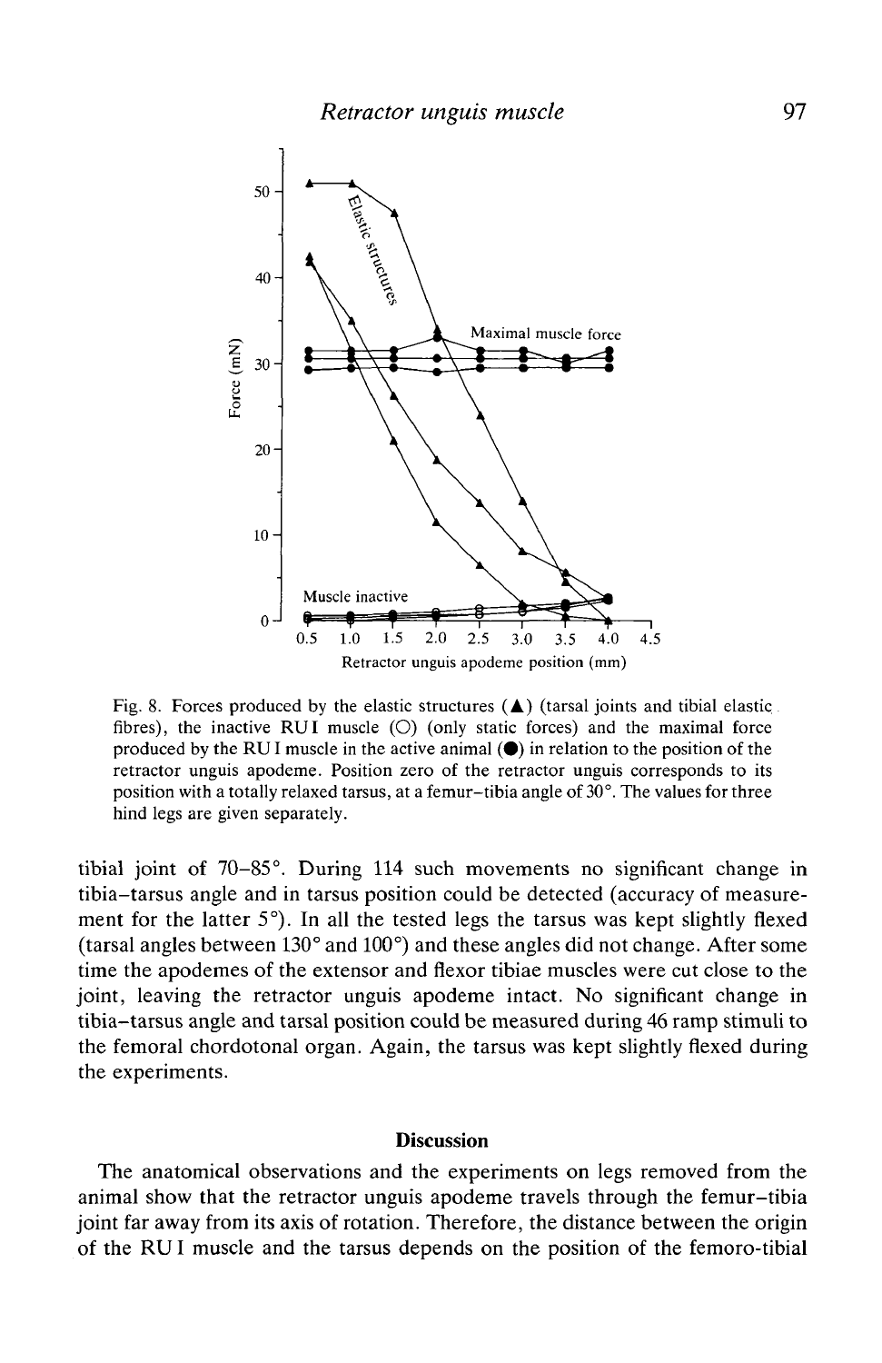Fig. 8. Forces produced by the elastic structures (▲) (tarsal joints and tibial elastic fibres), the inactive RU I muscle (○) (only static forces) and the maximal force produced by the RU I muscle in the active animal (●) in relation to the position of the retractor unguis apodeme. Position zero of the retractor unguis corresponds to its position with a totally relaxed tarsus, at a femur–tibia angle of 30°. The values for three hind legs are given separately.

tibial joint of 70–85°. During 114 such movements no significant change in tibia–tarsus angle and in tarsus position could be detected (accuracy of measurement for the latter 5°). In all the tested legs the tarsus was kept slightly flexed (tarsal angles between 130° and 100°) and these angles did not change. After some time the apodemes of the extensor and flexor tibiae muscles were cut close to the joint, leaving the retractor unguis apodeme intact. No significant change in tibia–tarsus angle and tarsal position could be measured during 46 ramp stimuli to the femoral chordotonal organ. Again, the tarsus was kept slightly flexed during the experiments.

## Discussion

The anatomical observations and the experiments on legs removed from the animal show that the retractor unguis apodeme travels through the femur–tibia joint far away from its axis of rotation. Therefore, the distance between the origin of the RU I muscle and the tarsus depends on the position of the femoro-tibial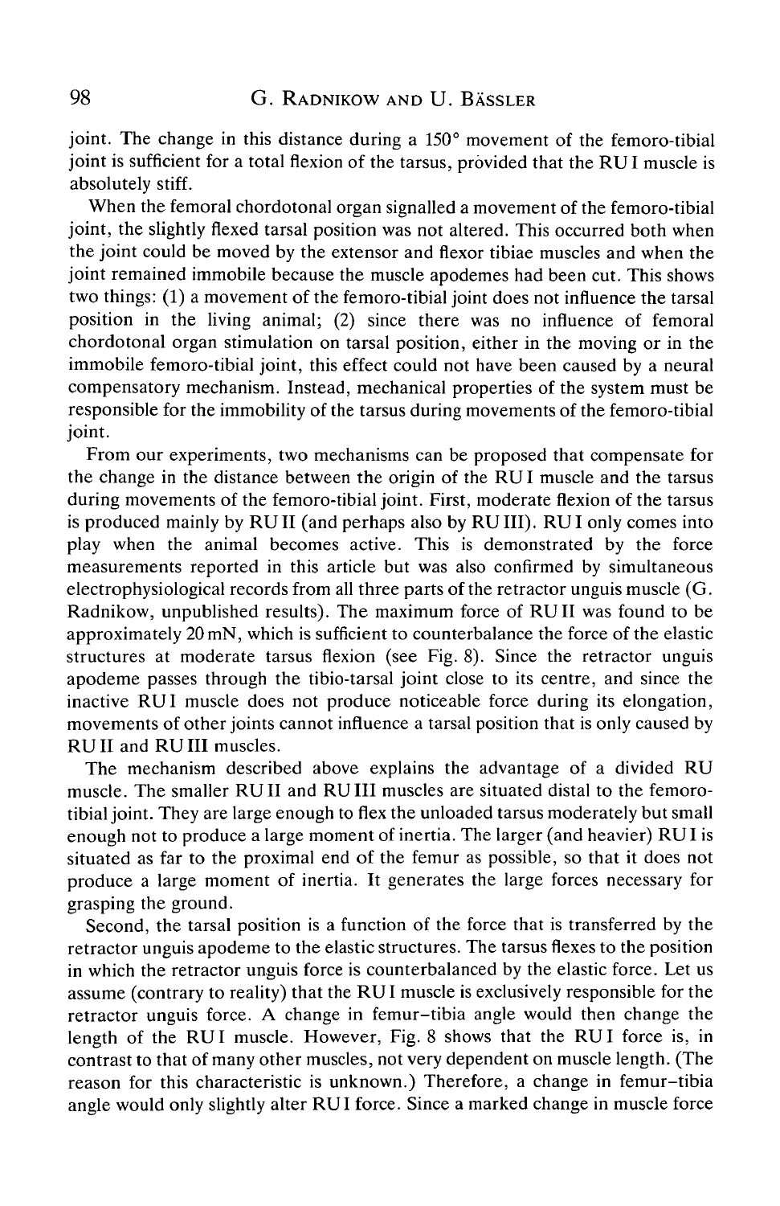joint. The change in this distance during a 150° movement of the femoro-tibial joint is sufficient for a total flexion of the tarsus, provided that the RU I muscle is absolutely stiff.

When the femoral chordotonal organ signalled a movement of the femoro-tibial joint, the slightly flexed tarsal position was not altered. This occurred both when the joint could be moved by the extensor and flexor tibiae muscles and when the joint remained immobile because the muscle apodemes had been cut. This shows two things: (1) a movement of the femoro-tibial joint does not influence the tarsal position in the living animal; (2) since there was no influence of femoral chordotonal organ stimulation on tarsal position, either in the moving or in the immobile femoro-tibial joint, this effect could not have been caused by a neural compensatory mechanism. Instead, mechanical properties of the system must be responsible for the immobility of the tarsus during movements of the femoro-tibial joint.

From our experiments, two mechanisms can be proposed that compensate for the change in the distance between the origin of the RU I muscle and the tarsus during movements of the femoro-tibial joint. First, moderate flexion of the tarsus is produced mainly by RU II (and perhaps also by RU III). RU I only comes into play when the animal becomes active. This is demonstrated by the force measurements reported in this article but was also confirmed by simultaneous electrophysiological records from all three parts of the retractor unguis muscle (G. Radnikow, unpublished results). The maximum force of RU II was found to be approximately 20 mN, which is sufficient to counterbalance the force of the elastic structures at moderate tarsus flexion (see Fig. 8). Since the retractor unguis apodeme passes through the tibio-tarsal joint close to its centre, and since the inactive RU I muscle does not produce noticeable force during its elongation, movements of other joints cannot influence a tarsal position that is only caused by RU II and RU III muscles.

The mechanism described above explains the advantage of a divided RU muscle. The smaller RU II and RU III muscles are situated distal to the femoro-tibial joint. They are large enough to flex the unloaded tarsus moderately but small enough not to produce a large moment of inertia. The larger (and heavier) RU I is situated as far to the proximal end of the femur as possible, so that it does not produce a large moment of inertia. It generates the large forces necessary for grasping the ground.

Second, the tarsal position is a function of the force that is transferred by the retractor unguis apodeme to the elastic structures. The tarsus flexes to the position in which the retractor unguis force is counterbalanced by the elastic force. Let us assume (contrary to reality) that the RU I muscle is exclusively responsible for the retractor unguis force. A change in femur–tibia angle would then change the length of the RU I muscle. However, Fig. 8 shows that the RU I force is, in contrast to that of many other muscles, not very dependent on muscle length. (The reason for this characteristic is unknown.) Therefore, a change in femur–tibia angle would only slightly alter RU I force. Since a marked change in muscle force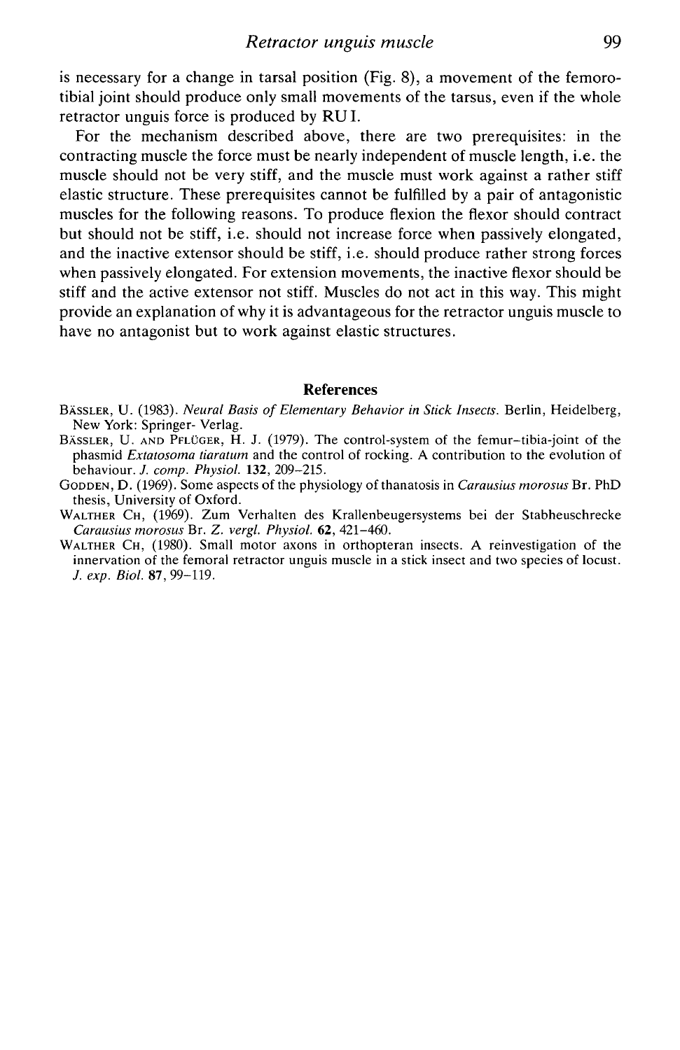is necessary for a change in tarsal position (Fig. 8), a movement of the femoro-tibial joint should produce only small movements of the tarsus, even if the whole retractor unguis force is produced by RU I.

For the mechanism described above, there are two prerequisites: in the contracting muscle the force must be nearly independent of muscle length, i.e. the muscle should not be very stiff, and the muscle must work against a rather stiff elastic structure. These prerequisites cannot be fulfilled by a pair of antagonistic muscles for the following reasons. To produce flexion the flexor should contract but should not be stiff, i.e. should not increase force when passively elongated, and the inactive extensor should be stiff, i.e. should produce rather strong forces when passively elongated. For extension movements, the inactive flexor should be stiff and the active extensor not stiff. Muscles do not act in this way. This might provide an explanation of why it is advantageous for the retractor unguis muscle to have no antagonist but to work against elastic structures.

## References

Bässler, U. (1983). *Neural Basis of Elementary Behavior in Stick Insects.* Berlin, Heidelberg, New York: Springer- Verlag.

Bässler, U. and Pflüger, H. J. (1979). The control-system of the femur–tibia-joint of the phasmid *Extatosoma tiaratum* and the control of rocking. A contribution to the evolution of behaviour. *J. comp. Physiol.* **132**, 209–215.

Godden, D. (1969). Some aspects of the physiology of thanatosis in *Carausius morosus* Br. PhD thesis, University of Oxford.

Walther Ch, (1969). Zum Verhalten des Krallenbeugersystems bei der Stabheuschrecke *Carausius morosus* Br. *Z. vergl. Physiol.* **62**, 421–460.

Walther Ch, (1980). Small motor axons in orthopteran insects. A reinvestigation of the innervation of the femoral retractor unguis muscle in a stick insect and two species of locust. *J. exp. Biol.* **87**, 99–119.